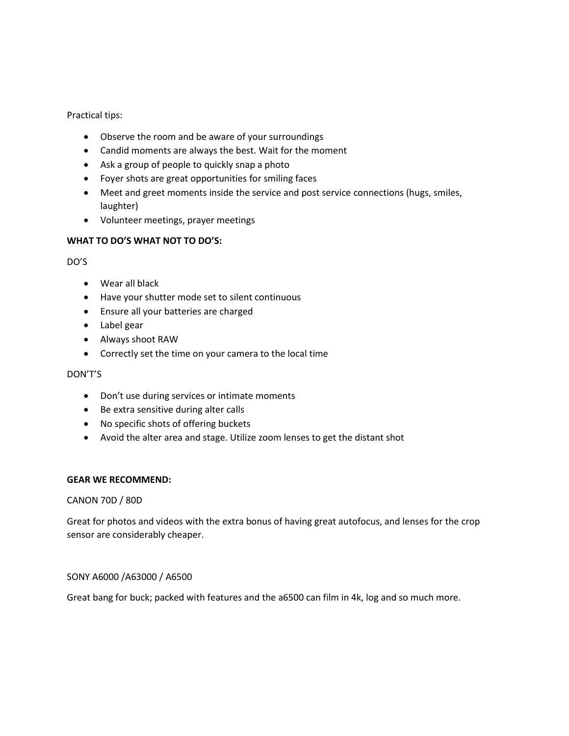Practical tips:

- Observe the room and be aware of your surroundings
- Candid moments are always the best. Wait for the moment
- Ask a group of people to quickly snap a photo
- Foyer shots are great opportunities for smiling faces
- Meet and greet moments inside the service and post service connections (hugs, smiles, laughter)
- Volunteer meetings, prayer meetings

**WHAT TO DO'S WHAT NOT TO DO'S:**

DO'S

- Wear all black
- Have your shutter mode set to silent continuous
- Ensure all your batteries are charged
- Label gear
- Always shoot RAW
- Correctly set the time on your camera to the local time

DON'T'S

- Don't use during services or intimate moments
- Be extra sensitive during alter calls
- No specific shots of offering buckets
- Avoid the alter area and stage. Utilize zoom lenses to get the distant shot

**GEAR WE RECOMMEND:**

CANON 70D / 80D

Great for photos and videos with the extra bonus of having great autofocus, and lenses for the crop sensor are considerably cheaper.

SONY A6000 /A63000 / A6500

Great bang for buck; packed with features and the a6500 can film in 4k, log and so much more.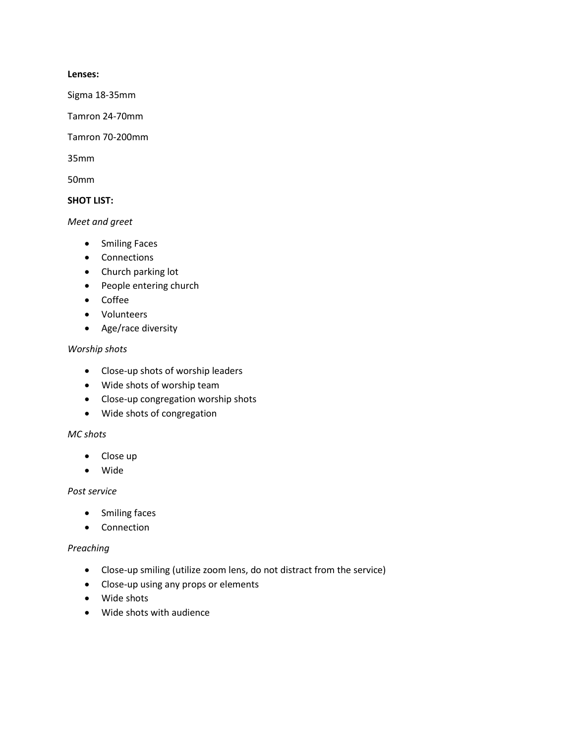**Lenses:**

Sigma 18-35mm

Tamron 24-70mm

Tamron 70-200mm

35mm

50mm

**SHOT LIST:**

*Meet and greet*

- Smiling Faces
- Connections
- Church parking lot
- People entering church
- Coffee
- Volunteers
- Age/race diversity

*Worship shots*

- Close-up shots of worship leaders
- Wide shots of worship team
- Close-up congregation worship shots
- Wide shots of congregation

*MC shots*

- Close up
- Wide

*Post service*

- Smiling faces
- Connection

*Preaching*

- Close-up smiling (utilize zoom lens, do not distract from the service)
- Close-up using any props or elements
- Wide shots
- Wide shots with audience